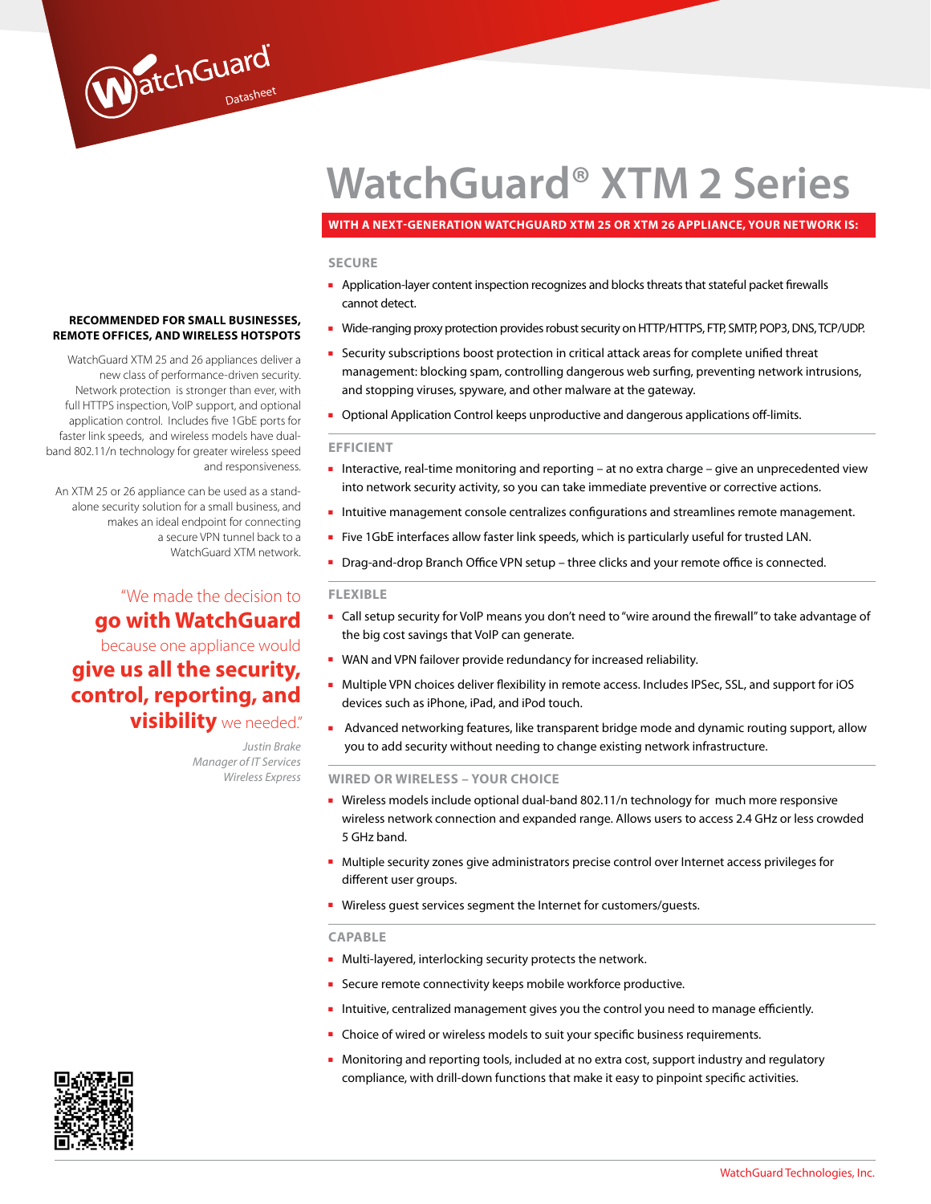# WatchGuard® XTM 2 Series

**WITH A NEXT-GENERATION WATCHGUARD XTM 25 OR XTM 26 APPLIANCE, YOUR NETWORK IS:**

**RECOMMENDED FOR SMALL BUSINESSES, REMOTE OFFICES, AND WIRELESS HOTSPOTS**

WatchGuard XTM 25 and 26 appliances deliver a new class of performance-driven security. Network protection is stronger than ever, with full HTTPS inspection, VoIP support, and optional application control. Includes five 1GbE ports for faster link speeds, and wireless models have dual-band 802.11/n technology for greater wireless speed and responsiveness.

An XTM 25 or 26 appliance can be used as a stand-alone security solution for a small business, and makes an ideal endpoint for connecting a secure VPN tunnel back to a WatchGuard XTM network.

"We made the decision to **go with WatchGuard** because one appliance would **give us all the security, control, reporting, and visibility** we needed."

*Justin Brake*
*Manager of IT Services*
*Wireless Express*

## SECURE

- Application-layer content inspection recognizes and blocks threats that stateful packet firewalls cannot detect.
- Wide-ranging proxy protection provides robust security on HTTP/HTTPS, FTP, SMTP, POP3, DNS, TCP/UDP.
- Security subscriptions boost protection in critical attack areas for complete unified threat management: blocking spam, controlling dangerous web surfing, preventing network intrusions, and stopping viruses, spyware, and other malware at the gateway.
- Optional Application Control keeps unproductive and dangerous applications off-limits.

## EFFICIENT

- Interactive, real-time monitoring and reporting – at no extra charge – give an unprecedented view into network security activity, so you can take immediate preventive or corrective actions.
- Intuitive management console centralizes configurations and streamlines remote management.
- Five 1GbE interfaces allow faster link speeds, which is particularly useful for trusted LAN.
- Drag-and-drop Branch Office VPN setup – three clicks and your remote office is connected.

## FLEXIBLE

- Call setup security for VoIP means you don't need to "wire around the firewall" to take advantage of the big cost savings that VoIP can generate.
- WAN and VPN failover provide redundancy for increased reliability.
- Multiple VPN choices deliver flexibility in remote access. Includes IPSec, SSL, and support for iOS devices such as iPhone, iPad, and iPod touch.
- Advanced networking features, like transparent bridge mode and dynamic routing support, allow you to add security without needing to change existing network infrastructure.

## WIRED OR WIRELESS – YOUR CHOICE

- Wireless models include optional dual-band 802.11/n technology for much more responsive wireless network connection and expanded range. Allows users to access 2.4 GHz or less crowded 5 GHz band.
- Multiple security zones give administrators precise control over Internet access privileges for different user groups.
- Wireless guest services segment the Internet for customers/guests.

## CAPABLE

- Multi-layered, interlocking security protects the network.
- Secure remote connectivity keeps mobile workforce productive.
- Intuitive, centralized management gives you the control you need to manage efficiently.
- Choice of wired or wireless models to suit your specific business requirements.
- Monitoring and reporting tools, included at no extra cost, support industry and regulatory compliance, with drill-down functions that make it easy to pinpoint specific activities.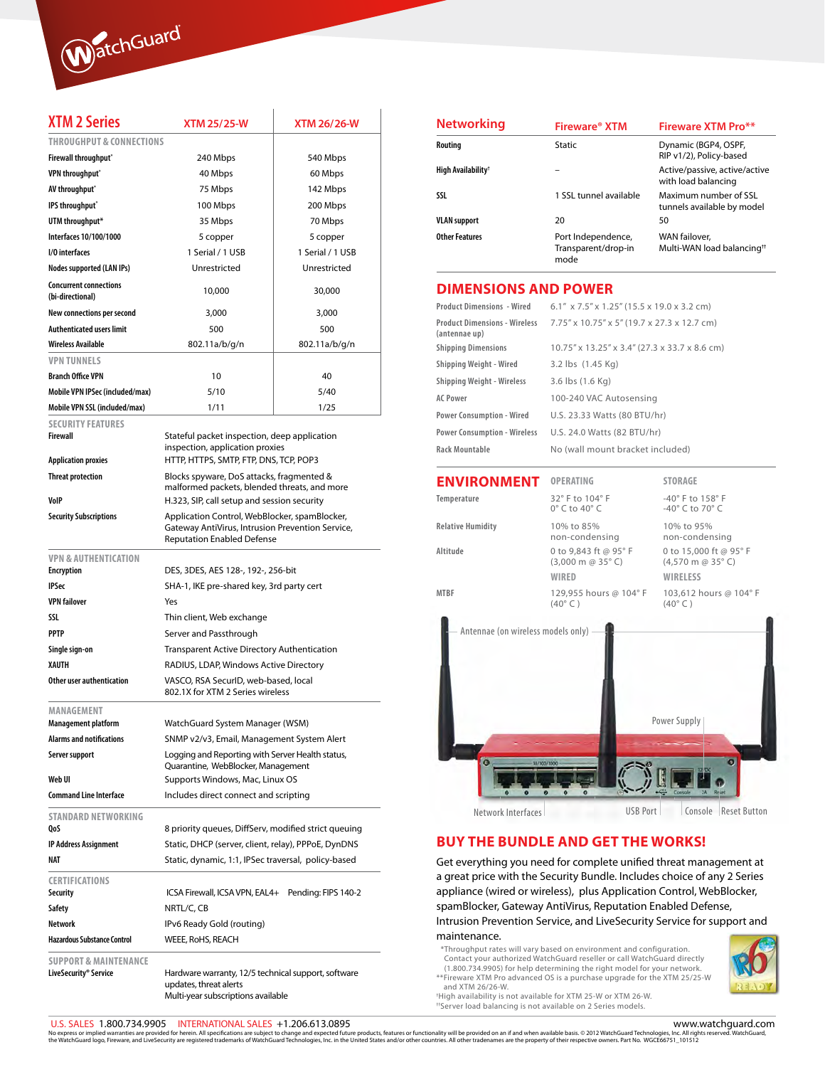## XTM 2 Series

| XTM 2 Series | XTM 25/25-W | XTM 26/26-W |
|---|---|---|
| **THROUGHPUT & CONNECTIONS** | | |
| Firewall throughput* | 240 Mbps | 540 Mbps |
| VPN throughput* | 40 Mbps | 60 Mbps |
| AV throughput* | 75 Mbps | 142 Mbps |
| IPS throughput* | 100 Mbps | 200 Mbps |
| UTM throughput* | 35 Mbps | 70 Mbps |
| Interfaces 10/100/1000 | 5 copper | 5 copper |
| I/O interfaces | 1 Serial / 1 USB | 1 Serial / 1 USB |
| Nodes supported (LAN IPs) | Unrestricted | Unrestricted |
| Concurrent connections (bi-directional) | 10,000 | 30,000 |
| New connections per second | 3,000 | 3,000 |
| Authenticated users limit | 500 | 500 |
| Wireless Available | 802.11a/b/g/n | 802.11a/b/g/n |
| **VPN TUNNELS** | | |
| Branch Office VPN | 10 | 40 |
| Mobile VPN IPSec (included/max) | 5/10 | 5/40 |
| Mobile VPN SSL (included/max) | 1/11 | 1/25 |

| | |
|---|---|
| **SECURITY FEATURES** | |
| Firewall | Stateful packet inspection, deep application inspection, application proxies |
| Application proxies | HTTP, HTTPS, SMTP, FTP, DNS, TCP, POP3 |
| Threat protection | Blocks spyware, DoS attacks, fragmented & malformed packets, blended threats, and more |
| VoIP | H.323, SIP, call setup and session security |
| Security Subscriptions | Application Control, WebBlocker, spamBlocker, Gateway AntiVirus, Intrusion Prevention Service, Reputation Enabled Defense |
| **VPN & AUTHENTICATION** | |
| Encryption | DES, 3DES, AES 128-, 192-, 256-bit |
| IPSec | SHA-1, IKE pre-shared key, 3rd party cert |
| VPN failover | Yes |
| SSL | Thin client, Web exchange |
| PPTP | Server and Passthrough |
| Single sign-on | Transparent Active Directory Authentication |
| XAUTH | RADIUS, LDAP, Windows Active Directory |
| Other user authentication | VASCO, RSA SecurID, web-based, local 802.1X for XTM 2 Series wireless |
| **MANAGEMENT** | |
| Management platform | WatchGuard System Manager (WSM) |
| Alarms and notifications | SNMP v2/v3, Email, Management System Alert |
| Server support | Logging and Reporting with Server Health status, Quarantine, WebBlocker, Management |
| Web UI | Supports Windows, Mac, Linux OS |
| Command Line Interface | Includes direct connect and scripting |
| **STANDARD NETWORKING** | |
| QoS | 8 priority queues, DiffServ, modified strict queuing |
| IP Address Assignment | Static, DHCP (server, client, relay), PPPoE, DynDNS |
| NAT | Static, dynamic, 1:1, IPSec traversal, policy-based |
| **CERTIFICATIONS** | |
| Security | ICSA Firewall, ICSA VPN, EAL4+ Pending: FIPS 140-2 |
| Safety | NRTL/C, CB |
| Network | IPv6 Ready Gold (routing) |
| Hazardous Substance Control | WEEE, RoHS, REACH |
| **SUPPORT & MAINTENANCE** | |
| LiveSecurity® Service | Hardware warranty, 12/5 technical support, software updates, threat alerts<br>Multi-year subscriptions available |

## Networking

| Networking | Fireware® XTM | Fireware XTM Pro** |
|---|---|---|
| Routing | Static | Dynamic (BGP4, OSPF, RIP v1/2), Policy-based |
| High Availability† | – | Active/passive, active/active with load balancing |
| SSL | 1 SSL tunnel available | Maximum number of SSL tunnels available by model |
| VLAN support | 20 | 50 |
| Other Features | Port Independence, Transparent/drop-in mode | WAN failover, Multi-WAN load balancing†† |

## DIMENSIONS AND POWER

| | |
|---|---|
| Product Dimensions - Wired | 6.1" x 7.5" x 1.25" (15.5 x 19.0 x 3.2 cm) |
| Product Dimensions - Wireless (antennae up) | 7.75" x 10.75" x 5" (19.7 x 27.3 x 12.7 cm) |
| Shipping Dimensions | 10.75" x 13.25" x 3.4" (27.3 x 33.7 x 8.6 cm) |
| Shipping Weight - Wired | 3.2 lbs (1.45 Kg) |
| Shipping Weight - Wireless | 3.6 lbs (1.6 Kg) |
| AC Power | 100-240 VAC Autosensing |
| Power Consumption - Wired | U.S. 23.33 Watts (80 BTU/hr) |
| Power Consumption - Wireless | U.S. 24.0 Watts (82 BTU/hr) |
| Rack Mountable | No (wall mount bracket included) |

## ENVIRONMENT

| ENVIRONMENT | OPERATING | STORAGE |
|---|---|---|
| Temperature | 32° F to 104° F<br>0° C to 40° C | -40° F to 158° F<br>-40° C to 70° C |
| Relative Humidity | 10% to 85%<br>non-condensing | 10% to 95%<br>non-condensing |
| Altitude | 0 to 9,843 ft @ 95° F<br>(3,000 m @ 35° C) | 0 to 15,000 ft @ 95° F<br>(4,570 m @ 35° C) |
| | **WIRED** | **WIRELESS** |
| MTBF | 129,955 hours @ 104° F<br>(40° C ) | 103,612 hours @ 104° F<br>(40° C ) |

Antennae (on wireless models only)

Power Supply

Network Interfaces

USB Port

Console

Reset Button

## BUY THE BUNDLE AND GET THE WORKS!

Get everything you need for complete unified threat management at a great price with the Security Bundle. Includes choice of any 2 Series appliance (wired or wireless), plus Application Control, WebBlocker, spamBlocker, Gateway AntiVirus, Reputation Enabled Defense, Intrusion Prevention Service, and LiveSecurity Service for support and maintenance.

*Throughput rates will vary based on environment and configuration. Contact your authorized WatchGuard reseller or call WatchGuard directly (1.800.734.9905) for help determining the right model for your network.
**Fireware XTM Pro advanced OS is a purchase upgrade for the XTM 25/25-W and XTM 26/26-W.
†High availability is not available for XTM 25-W or XTM 26-W.
††Server load balancing is not available on 2 Series models.

U.S. SALES 1.800.734.9905 INTERNATIONAL SALES +1.206.613.0895 www.watchguard.com

No express or implied warranties are provided for herein. All specifications are subject to change and expected future products, features or functionality will be provided on an if and when available basis. © 2012 WatchGuard Technologies, Inc. All rights reserved. WatchGuard, the WatchGuard logo, Fireware, and LiveSecurity are registered trademarks of WatchGuard Technologies, Inc. in the United States and/or other countries. All other tradenames are the property of their respective owners. Part No. WGCE66751_101512